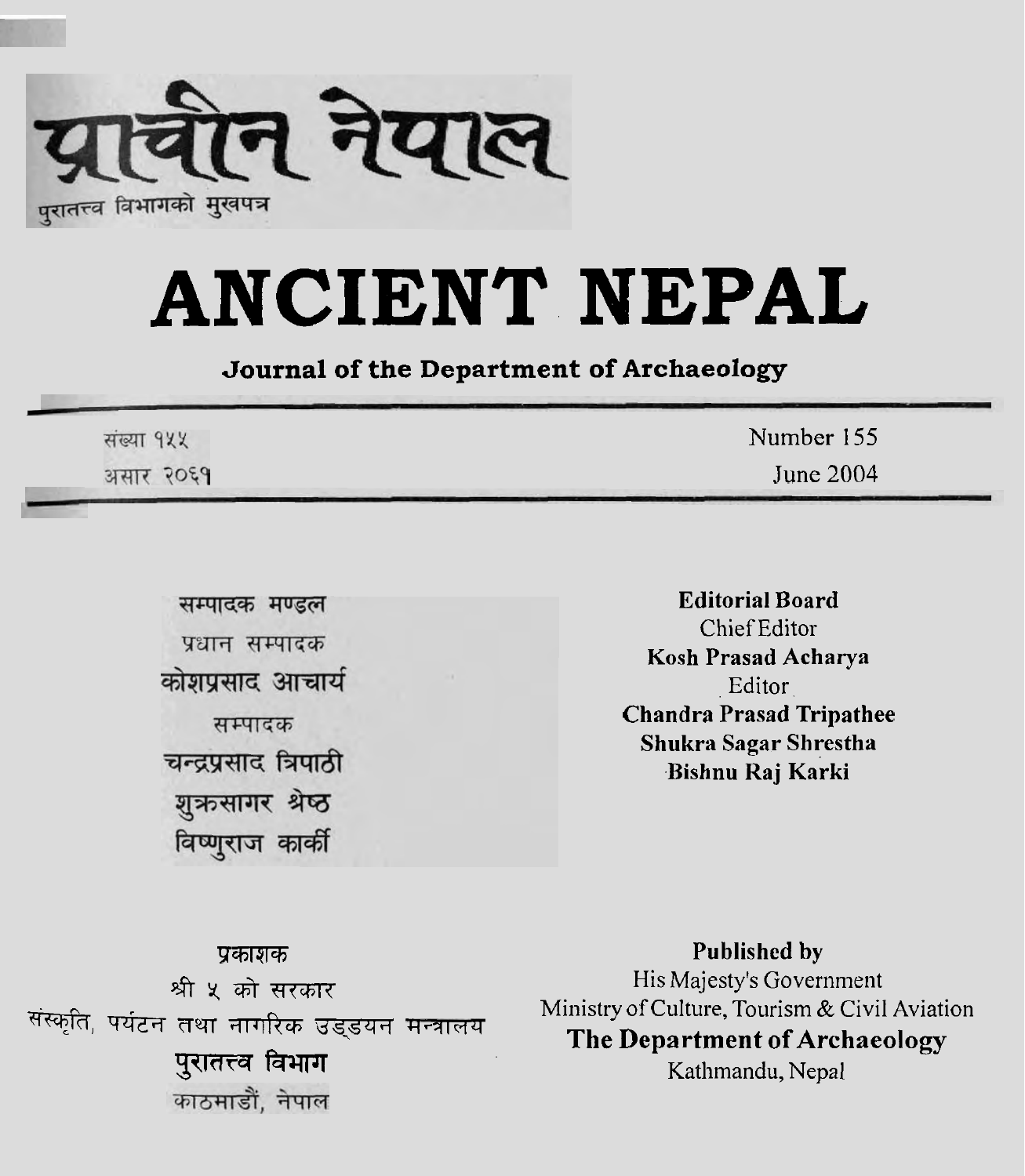# प्राचीन नेपाल

पुरातत्त्व विभागको मुखपत्र

# ANCIENT NEPAL

**Journal of the Department of Archaeology**

संख्या १५५
असार २०६१

Number 155
June 2004

**सम्पादक मण्डल**

प्रधान सम्पादक

**कोशप्रसाद आचार्य**

सम्पादक

**चन्द्रप्रसाद त्रिपाठी**

**शुक्रसागर श्रेष्ठ**

**विष्णुराज कार्की**

**Editorial Board**

Chief Editor

**Kosh Prasad Acharya**

Editor

**Chandra Prasad Tripathee**

**Shukra Sagar Shrestha**

**Bishnu Raj Karki**

**प्रकाशक**

श्री ५ को सरकार

संस्कृति, पर्यटन तथा नागरिक उड्डयन मन्त्रालय

**पुरातत्त्व विभाग**

काठमाडौं, नेपाल

**Published by**

His Majesty's Government

Ministry of Culture, Tourism & Civil Aviation

**The Department of Archaeology**

Kathmandu, Nepal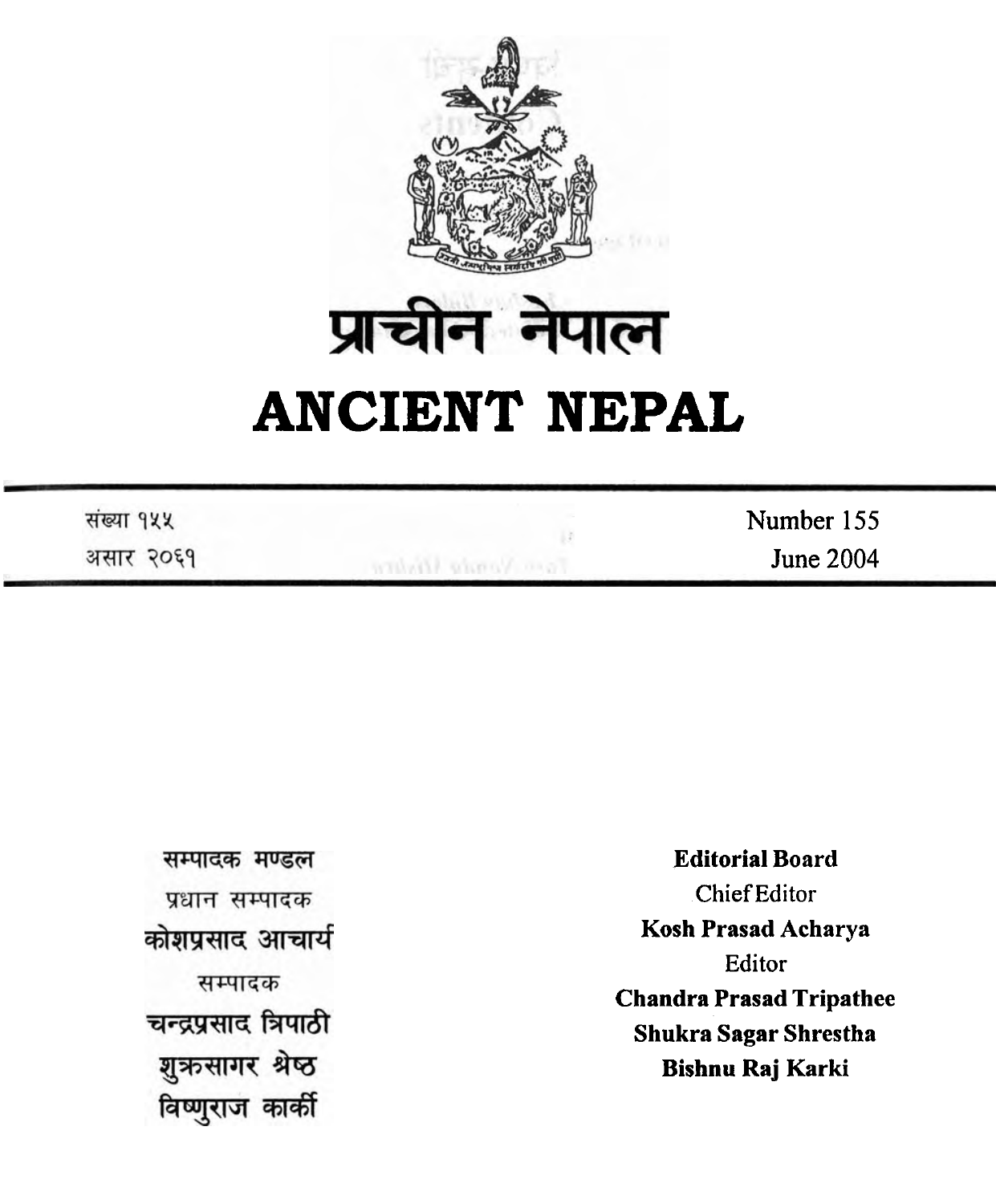# प्राचीन नेपाल

# ANCIENT NEPAL

संख्या १५५
असार २०६१

Number 155
June 2004

सम्पादक मण्डल

प्रधान सम्पादक

**कोशप्रसाद आचार्य**

सम्पादक

**चन्द्रप्रसाद त्रिपाठी**

**शुक्रसागर श्रेष्ठ**

**विष्णुराज कार्की**

**Editorial Board**

Chief Editor

**Kosh Prasad Acharya**

Editor

**Chandra Prasad Tripathee**

**Shukra Sagar Shrestha**

**Bishnu Raj Karki**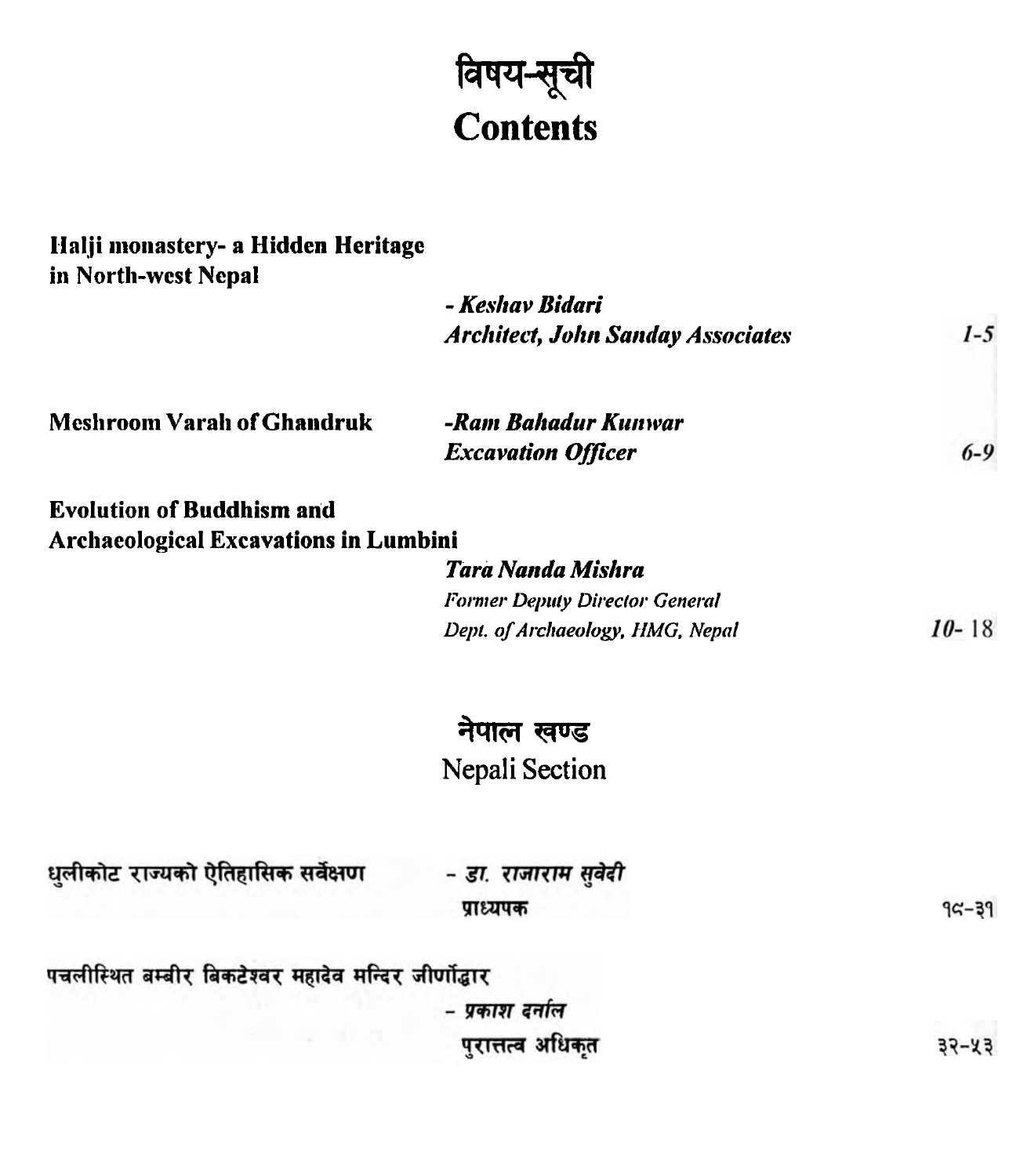# विषय-सूची
# Contents

**Halji monastery- a Hidden Heritage in North-west Nepal**

*- Keshav Bidari*
*Architect, John Sanday Associates* — *1-5*

**Meshroom Varah of Ghandruk**

*-Ram Bahadur Kunwar*
*Excavation Officer* — *6-9*

**Evolution of Buddhism and Archaeological Excavations in Lumbini**

*Tara Nanda Mishra*
*Former Deputy Director General*
*Dept. of Archaeology, HMG, Nepal* — *10-* 18

## नेपाल खण्ड
## Nepali Section

**धुलीकोट राज्यको ऐतिहासिक सर्वेक्षण**

*- डा. राजाराम सुवेदी*
प्राध्यपक — १९-३१

**पचलीस्थित बम्बीर बिकटेश्वर महादेव मन्दिर जीर्णोद्धार**

*- प्रकाश दर्नाल*
पुरातत्त्व अधिकृत — ३२-५३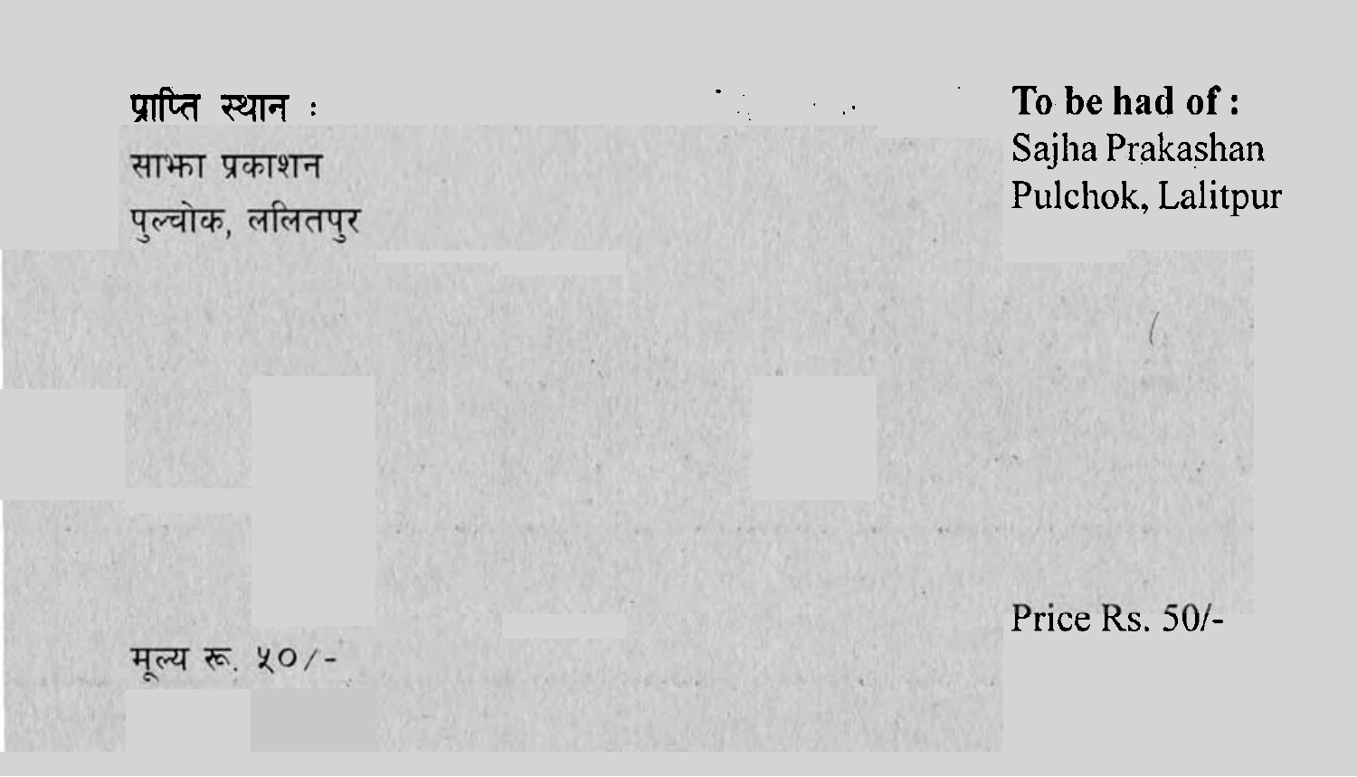**प्राप्ति स्थान :**

साझा प्रकाशन

पुल्चोक, ललितपुर

मूल्य रू. ५०/-

**To be had of :**

Sajha Prakashan

Pulchok, Lalitpur

Price Rs. 50/-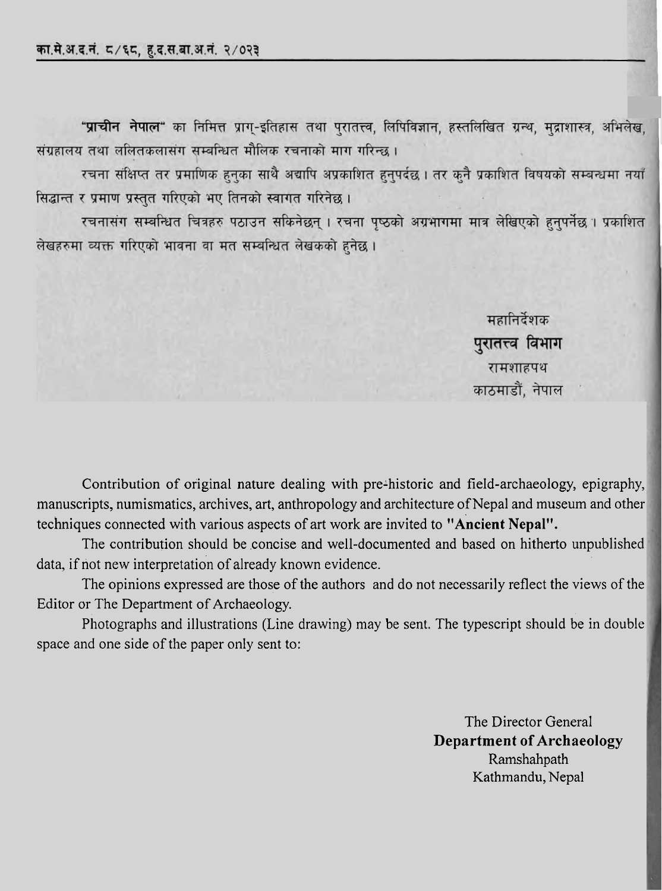का.मे.अ.द.नं. ८/६८, हु.द.स.बा.अ.नं. २/०२३

"**प्राचीन नेपाल**" का निमित्त प्राग्-इतिहास तथा पुरातत्त्व, लिपिविज्ञान, हस्तलिखित ग्रन्थ, मुद्राशास्त्र, अभिलेख, संग्रहालय तथा ललितकलासंग सम्बन्धित मौलिक रचनाको माग गरिन्छ ।

रचना संक्षिप्त तर प्रमाणिक हुनुका साथै अद्यापि अप्रकाशित हुनुपर्दछ । तर कुनै प्रकाशित विषयको सम्बन्धमा नयाँ सिद्धान्त र प्रमाण प्रस्तुत गरिएको भए तिनको स्वागत गरिनेछ ।

रचनासंग सम्बन्धित चित्रहरु पठाउन सकिनेछन् । रचना पृष्ठको अग्रभागमा मात्र लेखिएको हुनुपर्नेछ । प्रकाशित लेखहरुमा व्यक्त गरिएको भावना वा मत सम्बन्धित लेखकको हुनेछ ।

महानिर्देशक
**पुरातत्त्व विभाग**
रामशाहपथ
काठमाडौं, नेपाल

Contribution of original nature dealing with pre-historic and field-archaeology, epigraphy, manuscripts, numismatics, archives, art, anthropology and architecture of Nepal and museum and other techniques connected with various aspects of art work are invited to **"Ancient Nepal".**

The contribution should be concise and well-documented and based on hitherto unpublished data, if not new interpretation of already known evidence.

The opinions expressed are those of the authors and do not necessarily reflect the views of the Editor or The Department of Archaeology.

Photographs and illustrations (Line drawing) may be sent. The typescript should be in double space and one side of the paper only sent to:

The Director General
**Department of Archaeology**
Ramshahpath
Kathmandu, Nepal